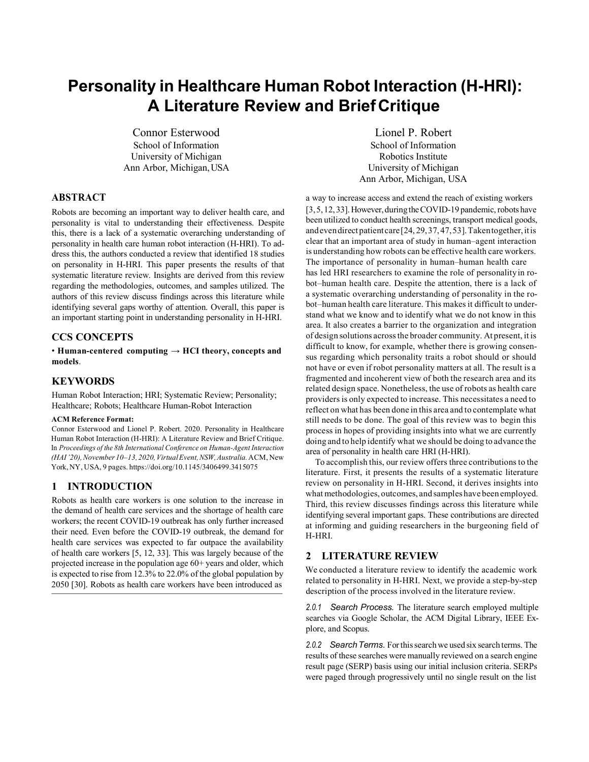# Personality in Healthcare Human Robot Interaction (H-HRI): A Literature Review and Brief Critique

Connor Esterwood
School of Information
University of Michigan
Ann Arbor, Michigan, USA

Lionel P. Robert
School of Information
Robotics Institute
University of Michigan
Ann Arbor, Michigan, USA

## ABSTRACT

Robots are becoming an important way to deliver health care, and personality is vital to understanding their effectiveness. Despite this, there is a lack of a systematic overarching understanding of personality in health care human robot interaction (H-HRI). To address this, the authors conducted a review that identified 18 studies on personality in H-HRI. This paper presents the results of that systematic literature review. Insights are derived from this review regarding the methodologies, outcomes, and samples utilized. The authors of this review discuss findings across this literature while identifying several gaps worthy of attention. Overall, this paper is an important starting point in understanding personality in H-HRI.

## CCS CONCEPTS

• **Human-centered computing → HCI theory, concepts and models**.

## KEYWORDS

Human Robot Interaction; HRI; Systematic Review; Personality; Healthcare; Robots; Healthcare Human-Robot Interaction

**ACM Reference Format:**

Connor Esterwood and Lionel P. Robert. 2020. Personality in Healthcare Human Robot Interaction (H-HRI): A Literature Review and Brief Critique. In *Proceedings of the 8th International Conference on Human-Agent Interaction (HAI '20), November 10–13, 2020, Virtual Event, NSW, Australia.* ACM, New York, NY, USA, 9 pages. https://doi.org/10.1145/3406499.3415075

## 1 INTRODUCTION

Robots as health care workers is one solution to the increase in the demand of health care services and the shortage of health care workers; the recent COVID-19 outbreak has only further increased their need. Even before the COVID-19 outbreak, the demand for health care services was expected to far outpace the availability of health care workers [5, 12, 33]. This was largely because of the projected increase in the population age 60+ years and older, which is expected to rise from 12.3% to 22.0% of the global population by 2050 [30]. Robots as health care workers have been introduced as a way to increase access and extend the reach of existing workers [3, 5, 12, 33]. However, during the COVID-19 pandemic, robots have been utilized to conduct health screenings, transport medical goods, and even direct patient care [24, 29, 37, 47, 53]. Taken together, it is clear that an important area of study in human–agent interaction is understanding how robots can be effective health care workers. The importance of personality in human–human health care has led HRI researchers to examine the role of personality in robot–human health care. Despite the attention, there is a lack of a systematic overarching understanding of personality in the robot–human health care literature. This makes it difficult to understand what we know and to identify what we do not know in this area. It also creates a barrier to the organization and integration of design solutions across the broader community. At present, it is difficult to know, for example, whether there is growing consensus regarding which personality traits a robot should or should not have or even if robot personality matters at all. The result is a fragmented and incoherent view of both the research area and its related design space. Nonetheless, the use of robots as health care providers is only expected to increase. This necessitates a need to reflect on what has been done in this area and to contemplate what still needs to be done. The goal of this review was to begin this process in hopes of providing insights into what we are currently doing and to help identify what we should be doing to advance the area of personality in health care HRI (H-HRI).

To accomplish this, our review offers three contributions to the literature. First, it presents the results of a systematic literature review on personality in H-HRI. Second, it derives insights into what methodologies, outcomes, and samples have been employed. Third, this review discusses findings across this literature while identifying several important gaps. These contributions are directed at informing and guiding researchers in the burgeoning field of H-HRI.

## 2 LITERATURE REVIEW

We conducted a literature review to identify the academic work related to personality in H-HRI. Next, we provide a step-by-step description of the process involved in the literature review.

*2.0.1 Search Process.* The literature search employed multiple searches via Google Scholar, the ACM Digital Library, IEEE Explore, and Scopus.

*2.0.2 Search Terms.* For this search we used six search terms. The results of these searches were manually reviewed on a search engine result page (SERP) basis using our initial inclusion criteria. SERPs were paged through progressively until no single result on the list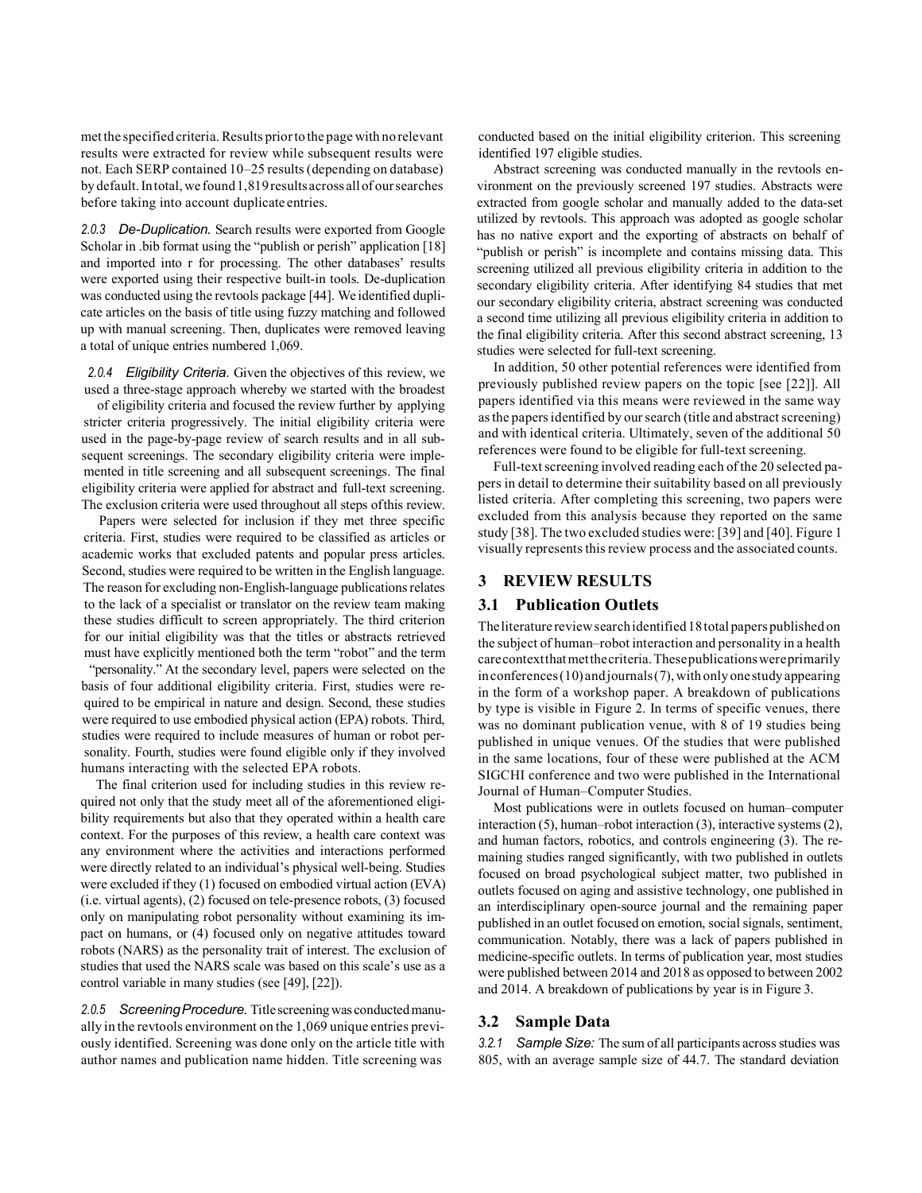met the specified criteria. Results prior to the page with no relevant results were extracted for review while subsequent results were not. Each SERP contained 10–25 results (depending on database) by default. In total, we found 1,819 results across all of our searches before taking into account duplicate entries.

*2.0.3 De-Duplication.* Search results were exported from Google Scholar in .bib format using the "publish or perish" application [18] and imported into r for processing. The other databases' results were exported using their respective built-in tools. De-duplication was conducted using the revtools package [44]. We identified duplicate articles on the basis of title using fuzzy matching and followed up with manual screening. Then, duplicates were removed leaving a total of unique entries numbered 1,069.

*2.0.4 Eligibility Criteria.* Given the objectives of this review, we used a three-stage approach whereby we started with the broadest of eligibility criteria and focused the review further by applying stricter criteria progressively. The initial eligibility criteria were used in the page-by-page review of search results and in all subsequent screenings. The secondary eligibility criteria were implemented in title screening and all subsequent screenings. The final eligibility criteria were applied for abstract and full-text screening. The exclusion criteria were used throughout all steps of this review.

Papers were selected for inclusion if they met three specific criteria. First, studies were required to be classified as articles or academic works that excluded patents and popular press articles. Second, studies were required to be written in the English language. The reason for excluding non-English-language publications relates to the lack of a specialist or translator on the review team making these studies difficult to screen appropriately. The third criterion for our initial eligibility was that the titles or abstracts retrieved must have explicitly mentioned both the term "robot" and the term "personality." At the secondary level, papers were selected on the basis of four additional eligibility criteria. First, studies were required to be empirical in nature and design. Second, these studies were required to use embodied physical action (EPA) robots. Third, studies were required to include measures of human or robot personality. Fourth, studies were found eligible only if they involved humans interacting with the selected EPA robots.

The final criterion used for including studies in this review required not only that the study meet all of the aforementioned eligibility requirements but also that they operated within a health care context. For the purposes of this review, a health care context was any environment where the activities and interactions performed were directly related to an individual's physical well-being. Studies were excluded if they (1) focused on embodied virtual action (EVA) (i.e. virtual agents), (2) focused on tele-presence robots, (3) focused only on manipulating robot personality without examining its impact on humans, or (4) focused only on negative attitudes toward robots (NARS) as the personality trait of interest. The exclusion of studies that used the NARS scale was based on this scale's use as a control variable in many studies (see [49], [22]).

*2.0.5 Screening Procedure.* Title screening was conducted manually in the revtools environment on the 1,069 unique entries previously identified. Screening was done only on the article title with author names and publication name hidden. Title screening was conducted based on the initial eligibility criterion. This screening identified 197 eligible studies.

Abstract screening was conducted manually in the revtools environment on the previously screened 197 studies. Abstracts were extracted from google scholar and manually added to the data-set utilized by revtools. This approach was adopted as google scholar has no native export and the exporting of abstracts on behalf of "publish or perish" is incomplete and contains missing data. This screening utilized all previous eligibility criteria in addition to the secondary eligibility criteria. After identifying 84 studies that met our secondary eligibility criteria, abstract screening was conducted a second time utilizing all previous eligibility criteria in addition to the final eligibility criteria. After this second abstract screening, 13 studies were selected for full-text screening.

In addition, 50 other potential references were identified from previously published review papers on the topic [see [22]]. All papers identified via this means were reviewed in the same way as the papers identified by our search (title and abstract screening) and with identical criteria. Ultimately, seven of the additional 50 references were found to be eligible for full-text screening.

Full-text screening involved reading each of the 20 selected papers in detail to determine their suitability based on all previously listed criteria. After completing this screening, two papers were excluded from this analysis because they reported on the same study [38]. The two excluded studies were: [39] and [40]. Figure 1 visually represents this review process and the associated counts.

## 3 REVIEW RESULTS

### 3.1 Publication Outlets

The literature review search identified 18 total papers published on the subject of human–robot interaction and personality in a health care context that met the criteria. These publications were primarily in conferences (10) and journals (7), with only one study appearing in the form of a workshop paper. A breakdown of publications by type is visible in Figure 2. In terms of specific venues, there was no dominant publication venue, with 8 of 19 studies being published in unique venues. Of the studies that were published in the same locations, four of these were published at the ACM SIGCHI conference and two were published in the International Journal of Human–Computer Studies.

Most publications were in outlets focused on human–computer interaction (5), human–robot interaction (3), interactive systems (2), and human factors, robotics, and controls engineering (3). The remaining studies ranged significantly, with two published in outlets focused on broad psychological subject matter, two published in outlets focused on aging and assistive technology, one published in an interdisciplinary open-source journal and the remaining paper published in an outlet focused on emotion, social signals, sentiment, communication. Notably, there was a lack of papers published in medicine-specific outlets. In terms of publication year, most studies were published between 2014 and 2018 as opposed to between 2002 and 2014. A breakdown of publications by year is in Figure 3.

### 3.2 Sample Data

*3.2.1 Sample Size:* The sum of all participants across studies was 805, with an average sample size of 44.7. The standard deviation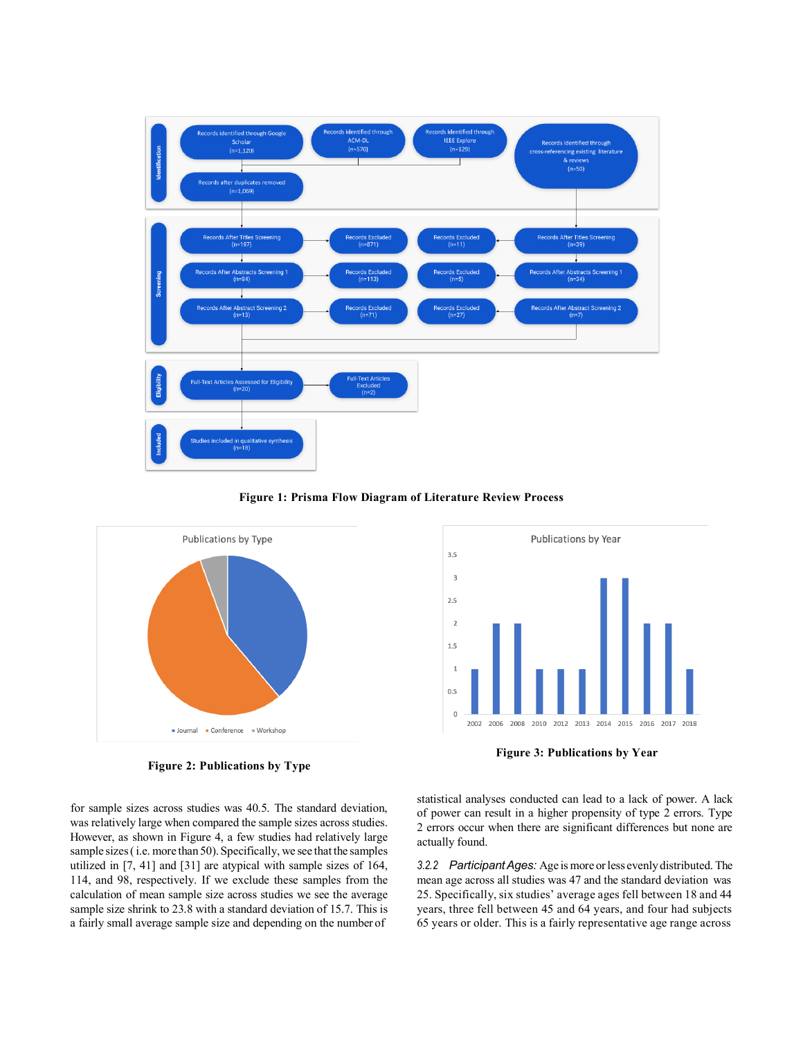Figure 1: Prisma Flow Diagram of Literature Review Process

Figure 2: Publications by Type

Figure 3: Publications by Year

for sample sizes across studies was 40.5. The standard deviation, was relatively large when compared the sample sizes across studies. However, as shown in Figure 4, a few studies had relatively large sample sizes (i.e. more than 50). Specifically, we see that the samples utilized in [7, 41] and [31] are atypical with sample sizes of 164, 114, and 98, respectively. If we exclude these samples from the calculation of mean sample size across studies we see the average sample size shrink to 23.8 with a standard deviation of 15.7. This is a fairly small average sample size and depending on the number of statistical analyses conducted can lead to a lack of power. A lack of power can result in a higher propensity of type 2 errors. Type 2 errors occur when there are significant differences but none are actually found.

*3.2.2 Participant Ages:* Age is more or less evenly distributed. The mean age across all studies was 47 and the standard deviation was 25. Specifically, six studies' average ages fell between 18 and 44 years, three fell between 45 and 64 years, and four had subjects 65 years or older. This is a fairly representative age range across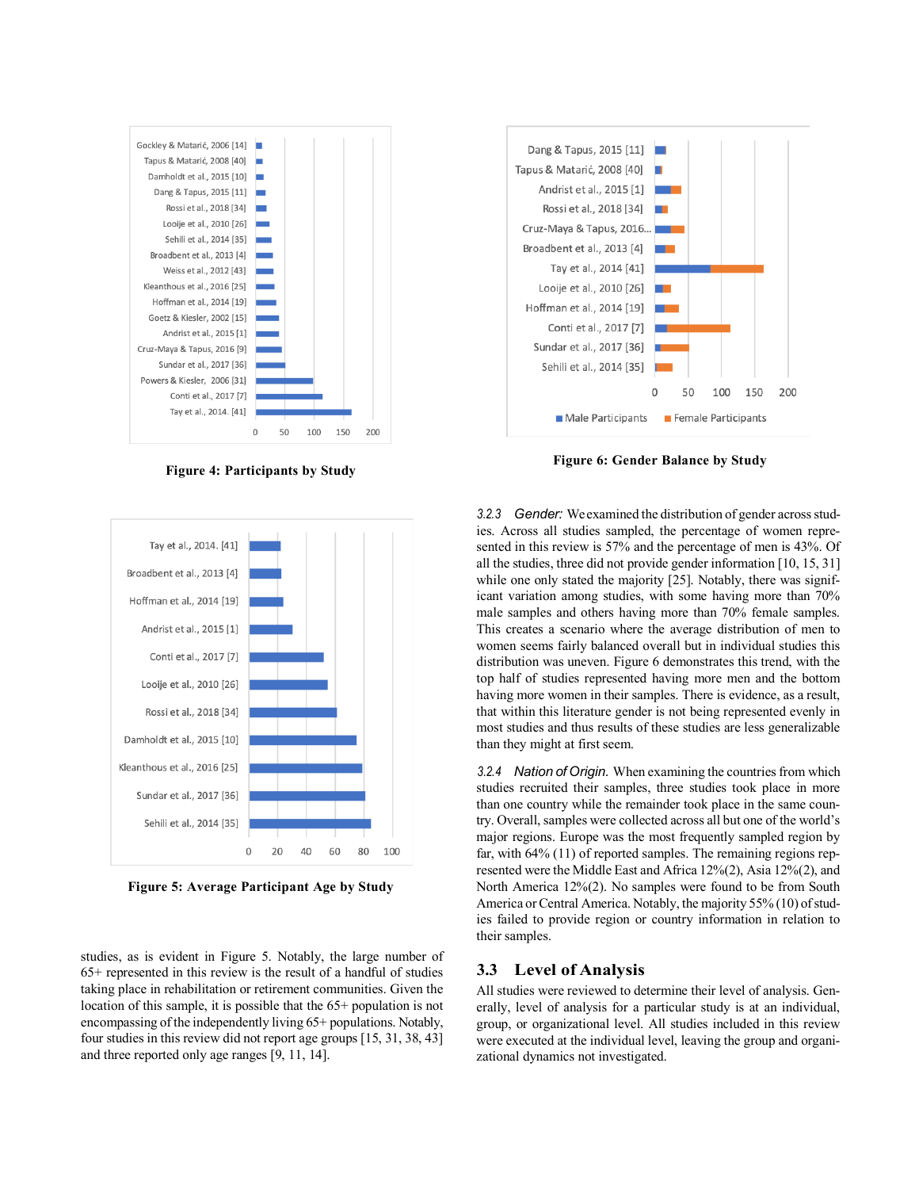Figure 4: Participants by Study

Figure 5: Average Participant Age by Study

studies, as is evident in Figure 5. Notably, the large number of 65+ represented in this review is the result of a handful of studies taking place in rehabilitation or retirement communities. Given the location of this sample, it is possible that the 65+ population is not encompassing of the independently living 65+ populations. Notably, four studies in this review did not report age groups [15, 31, 38, 43] and three reported only age ranges [9, 11, 14].

Figure 6: Gender Balance by Study

#### 3.2.3 *Gender:*

We examined the distribution of gender across studies. Across all studies sampled, the percentage of women represented in this review is 57% and the percentage of men is 43%. Of all the studies, three did not provide gender information [10, 15, 31] while one only stated the majority [25]. Notably, there was significant variation among studies, with some having more than 70% male samples and others having more than 70% female samples. This creates a scenario where the average distribution of men to women seems fairly balanced overall but in individual studies this distribution was uneven. Figure 6 demonstrates this trend, with the top half of studies represented having more men and the bottom having more women in their samples. There is evidence, as a result, that within this literature gender is not being represented evenly in most studies and thus results of these studies are less generalizable than they might at first seem.

#### 3.2.4 *Nation of Origin.*

When examining the countries from which studies recruited their samples, three studies took place in more than one country while the remainder took place in the same country. Overall, samples were collected across all but one of the world's major regions. Europe was the most frequently sampled region by far, with 64% (11) of reported samples. The remaining regions represented were the Middle East and Africa 12%(2), Asia 12%(2), and North America 12%(2). No samples were found to be from South America or Central America. Notably, the majority 55% (10) of studies failed to provide region or country information in relation to their samples.

## 3.3 Level of Analysis

All studies were reviewed to determine their level of analysis. Generally, level of analysis for a particular study is at an individual, group, or organizational level. All studies included in this review were executed at the individual level, leaving the group and organizational dynamics not investigated.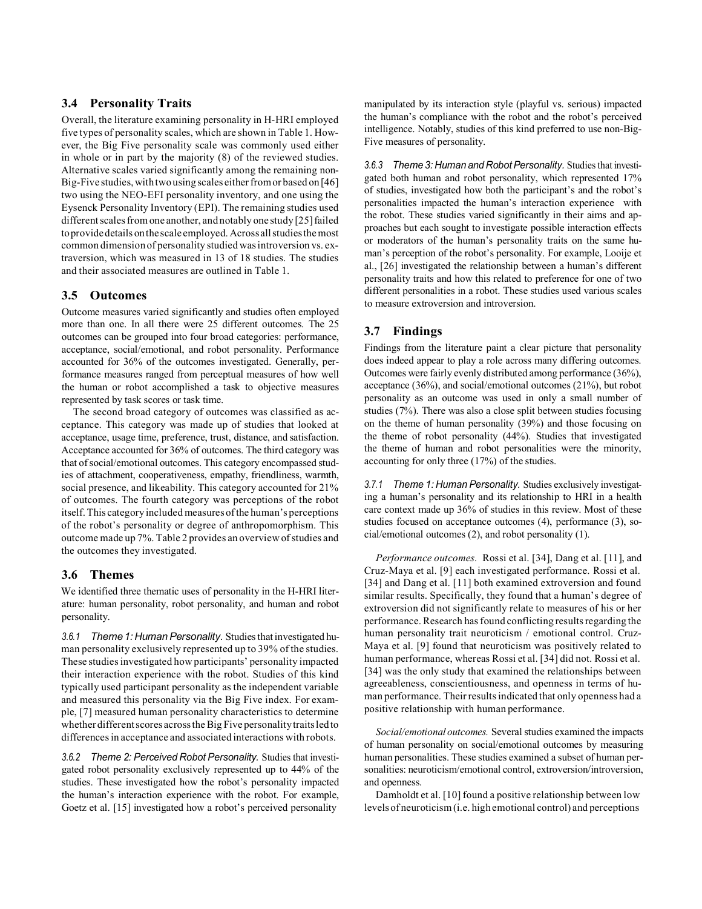## 3.4 Personality Traits

Overall, the literature examining personality in H-HRI employed five types of personality scales, which are shown in Table 1. However, the Big Five personality scale was commonly used either in whole or in part by the majority (8) of the reviewed studies. Alternative scales varied significantly among the remaining non-Big-Five studies, with two using scales either from or based on [46] two using the NEO-EFI personality inventory, and one using the Eysenck Personality Inventory (EPI). The remaining studies used different scales from one another, and notably one study [25] failed to provide details on the scale employed. Across all studies the most common dimension of personality studied was introversion vs. extraversion, which was measured in 13 of 18 studies. The studies and their associated measures are outlined in Table 1.

## 3.5 Outcomes

Outcome measures varied significantly and studies often employed more than one. In all there were 25 different outcomes. The 25 outcomes can be grouped into four broad categories: performance, acceptance, social/emotional, and robot personality. Performance accounted for 36% of the outcomes investigated. Generally, performance measures ranged from perceptual measures of how well the human or robot accomplished a task to objective measures represented by task scores or task time.

The second broad category of outcomes was classified as acceptance. This category was made up of studies that looked at acceptance, usage time, preference, trust, distance, and satisfaction. Acceptance accounted for 36% of outcomes. The third category was that of social/emotional outcomes. This category encompassed studies of attachment, cooperativeness, empathy, friendliness, warmth, social presence, and likeability. This category accounted for 21% of outcomes. The fourth category was perceptions of the robot itself. This category included measures of the human's perceptions of the robot's personality or degree of anthropomorphism. This outcome made up 7%. Table 2 provides an overview of studies and the outcomes they investigated.

## 3.6 Themes

We identified three thematic uses of personality in the H-HRI literature: human personality, robot personality, and human and robot personality.

*3.6.1 Theme 1: Human Personality.* Studies that investigated human personality exclusively represented up to 39% of the studies. These studies investigated how participants' personality impacted their interaction experience with the robot. Studies of this kind typically used participant personality as the independent variable and measured this personality via the Big Five index. For example, [7] measured human personality characteristics to determine whether different scores across the Big Five personality traits led to differences in acceptance and associated interactions with robots.

*3.6.2 Theme 2: Perceived Robot Personality.* Studies that investigated robot personality exclusively represented up to 44% of the studies. These investigated how the robot's personality impacted the human's interaction experience with the robot. For example, Goetz et al. [15] investigated how a robot's perceived personality manipulated by its interaction style (playful vs. serious) impacted the human's compliance with the robot and the robot's perceived intelligence. Notably, studies of this kind preferred to use non-Big-Five measures of personality.

*3.6.3 Theme 3: Human and Robot Personality.* Studies that investigated both human and robot personality, which represented 17% of studies, investigated how both the participant's and the robot's personalities impacted the human's interaction experience with the robot. These studies varied significantly in their aims and approaches but each sought to investigate possible interaction effects or moderators of the human's personality traits on the same human's perception of the robot's personality. For example, Looije et al., [26] investigated the relationship between a human's different personality traits and how this related to preference for one of two different personalities in a robot. These studies used various scales to measure extroversion and introversion.

## 3.7 Findings

Findings from the literature paint a clear picture that personality does indeed appear to play a role across many differing outcomes. Outcomes were fairly evenly distributed among performance (36%), acceptance (36%), and social/emotional outcomes (21%), but robot personality as an outcome was used in only a small number of studies (7%). There was also a close split between studies focusing on the theme of human personality (39%) and those focusing on the theme of robot personality (44%). Studies that investigated the theme of human and robot personalities were the minority, accounting for only three (17%) of the studies.

*3.7.1 Theme 1: Human Personality.* Studies exclusively investigating a human's personality and its relationship to HRI in a health care context made up 36% of studies in this review. Most of these studies focused on acceptance outcomes (4), performance (3), social/emotional outcomes (2), and robot personality (1).

*Performance outcomes.* Rossi et al. [34], Dang et al. [11], and Cruz-Maya et al. [9] each investigated performance. Rossi et al. [34] and Dang et al. [11] both examined extroversion and found similar results. Specifically, they found that a human's degree of extroversion did not significantly relate to measures of his or her performance. Research has found conflicting results regarding the human personality trait neuroticism / emotional control. Cruz-Maya et al. [9] found that neuroticism was positively related to human performance, whereas Rossi et al. [34] did not. Rossi et al. [34] was the only study that examined the relationships between agreeableness, conscientiousness, and openness in terms of human performance. Their results indicated that only openness had a positive relationship with human performance.

*Social/emotional outcomes.* Several studies examined the impacts of human personality on social/emotional outcomes by measuring human personalities. These studies examined a subset of human personalities: neuroticism/emotional control, extroversion/introversion, and openness.

Damholdt et al. [10] found a positive relationship between low levels of neuroticism (i.e. high emotional control) and perceptions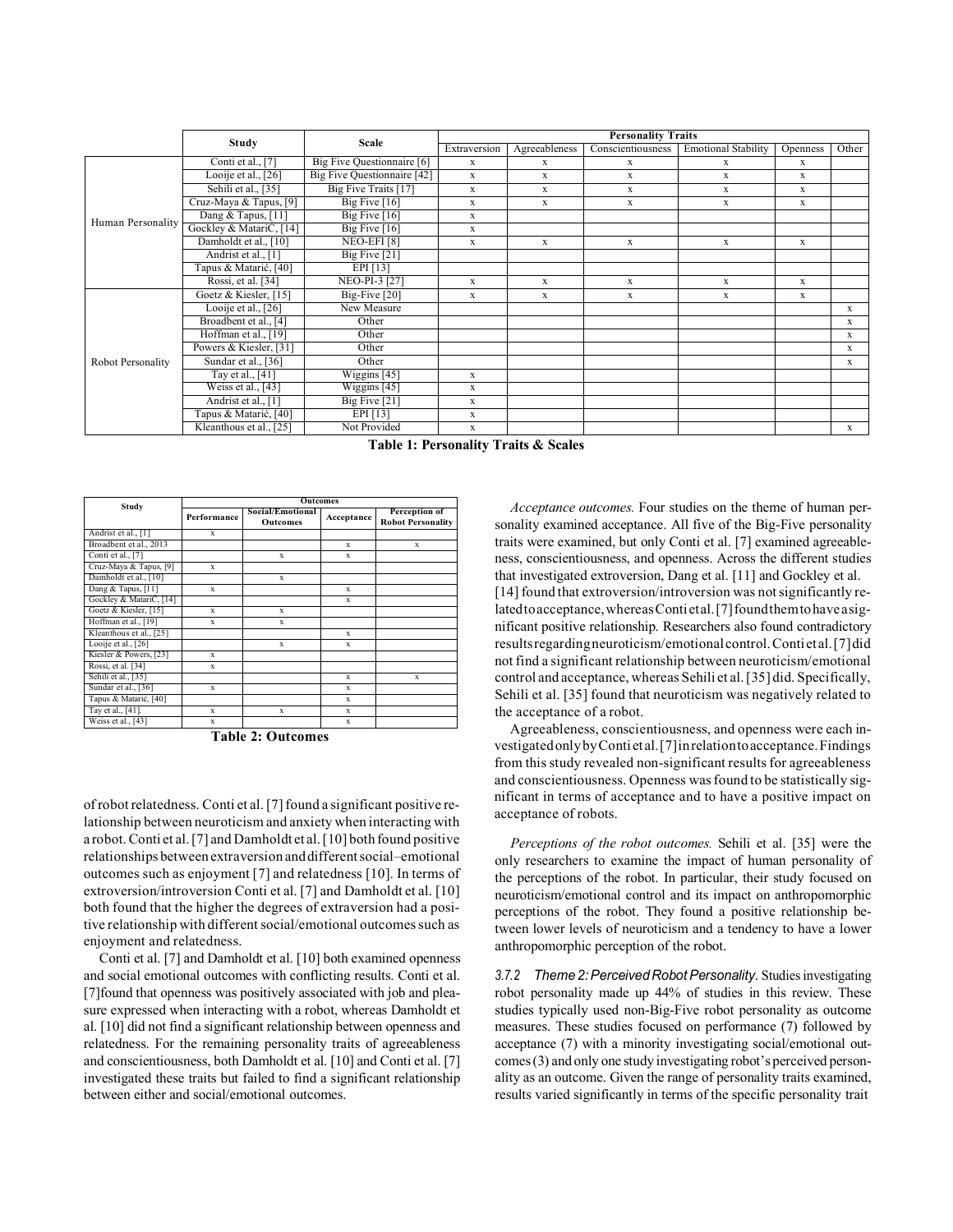| | Study | Scale | Personality Traits | | | | | |
|---|---|---|---|---|---|---|---|---|
| | | | Extraversion | Agreeableness | Conscientiousness | Emotional Stability | Openness | Other |
| Human Personality | Conti et al., [7] | Big Five Questionnaire [6] | x | x | x | x | x | |
| | Looije et al., [26] | Big Five Questionnaire [42] | x | x | x | x | x | |
| | Sehili et al., [35] | Big Five Traits [17] | x | x | x | x | x | |
| | Cruz-Maya & Tapus, [9] | Big Five [16] | x | x | x | x | x | |
| | Dang & Tapus, [11] | Big Five [16] | x | | | | | |
| | Gockley & MatariC, [14] | Big Five [16] | x | | | | | |
| | Damholdt et al., [10] | NEO-EFI [8] | x | x | x | x | x | |
| | Andrist et al., [1] | Big Five [21] | | | | | | |
| | Tapus & Matarić, [40] | EPI [13] | | | | | | |
| | Rossi, et al. [34] | NEO-PI-3 [27] | x | x | x | x | x | |
| Robot Personality | Goetz & Kiesler, [15] | Big-Five [20] | x | x | x | x | x | |
| | Looije et al., [26] | New Measure | | | | | | x |
| | Broadbent et al., [4] | Other | | | | | | x |
| | Hoffman et al., [19] | Other | | | | | | x |
| | Powers & Kiesler, [31] | Other | | | | | | x |
| | Sundar et al., [36] | Other | | | | | | x |
| | Tay et al., [41] | Wiggins [45] | x | | | | | |
| | Weiss et al., [43] | Wiggins [45] | x | | | | | |
| | Andrist et al., [1] | Big Five [21] | x | | | | | |
| | Tapus & Matarić, [40] | EPI [13] | x | | | | | |
| | Kleanthous et al., [25] | Not Provided | x | | | | | x |

**Table 1: Personality Traits & Scales**

| Study | Outcomes | | | |
|---|---|---|---|---|
| | Performance | Social/Emotional Outcomes | Acceptance | Perception of Robot Personality |
| Andrist et al., [1] | x | | | |
| Broadbent et al., 2013 | | | x | x |
| Conti et al., [7] | | x | x | |
| Cruz-Maya & Tapus, [9] | x | | | |
| Damholdt et al., [10] | | x | | |
| Dang & Tapus, [11] | x | | x | |
| Gockley & MatariĆ, [14] | | | x | |
| Goetz & Kiesler, [15] | x | x | | |
| Hoffman et al., [19] | x | x | | |
| Kleanthous et al., [25] | | | x | |
| Looije et al., [26] | | x | x | |
| Kiesler & Powers, [23] | x | | | |
| Rossi, et al. [34] | x | | | |
| Sehili et al., [35] | | | x | x |
| Sundar et al., [36] | x | | x | |
| Tapus & Matarić, [40] | | | x | |
| Tay et al., [41]. | x | x | x | |
| Weiss et al., [43] | x | | x | |

**Table 2: Outcomes**

of robot relatedness. Conti et al. [7] found a significant positive relationship between neuroticism and anxiety when interacting with a robot. Conti et al. [7] and Damholdt et al. [10] both found positive relationships between extraversion and different social–emotional outcomes such as enjoyment [7] and relatedness [10]. In terms of extraversion/introversion Conti et al. [7] and Damholdt et al. [10] both found that the higher the degrees of extraversion had a positive relationship with different social/emotional outcomes such as enjoyment and relatedness.

Conti et al. [7] and Damholdt et al. [10] both examined openness and social emotional outcomes with conflicting results. Conti et al. [7]found that openness was positively associated with job and pleasure expressed when interacting with a robot, whereas Damholdt et al. [10] did not find a significant relationship between openness and relatedness. For the remaining personality traits of agreeableness and conscientiousness, both Damholdt et al. [10] and Conti et al. [7] investigated these traits but failed to find a significant relationship between either and social/emotional outcomes.

*Acceptance outcomes.* Four studies on the theme of human personality examined acceptance. All five of the Big-Five personality traits were examined, but only Conti et al. [7] examined agreeableness, conscientiousness, and openness. Across the different studies that investigated extroversion, Dang et al. [11] and Gockley et al. [14] found that extroversion/introversion was not significantly related to acceptance, whereas Conti et al. [7] found them to have a significant positive relationship. Researchers also found contradictory results regarding neuroticism/emotional control. Conti et al. [7] did not find a significant relationship between neuroticism/emotional control and acceptance, whereas Sehili et al. [35] did. Specifically, Sehili et al. [35] found that neuroticism was negatively related to the acceptance of a robot.

Agreeableness, conscientiousness, and openness were each investigated only by Conti et al. [7] in relation to acceptance. Findings from this study revealed non-significant results for agreeableness and conscientiousness. Openness was found to be statistically significant in terms of acceptance and to have a positive impact on acceptance of robots.

*Perceptions of the robot outcomes.* Sehili et al. [35] were the only researchers to examine the impact of human personality of the perceptions of the robot. In particular, their study focused on neuroticism/emotional control and its impact on anthropomorphic perceptions of the robot. They found a positive relationship between lower levels of neuroticism and a tendency to have a lower anthropomorphic perception of the robot.

*3.7.2 Theme 2: Perceived Robot Personality.* Studies investigating robot personality made up 44% of studies in this review. These studies typically used non-Big-Five robot personality as outcome measures. These studies focused on performance (7) followed by acceptance (7) with a minority investigating social/emotional outcomes (3) and only one study investigating robot's perceived personality as an outcome. Given the range of personality traits examined, results varied significantly in terms of the specific personality trait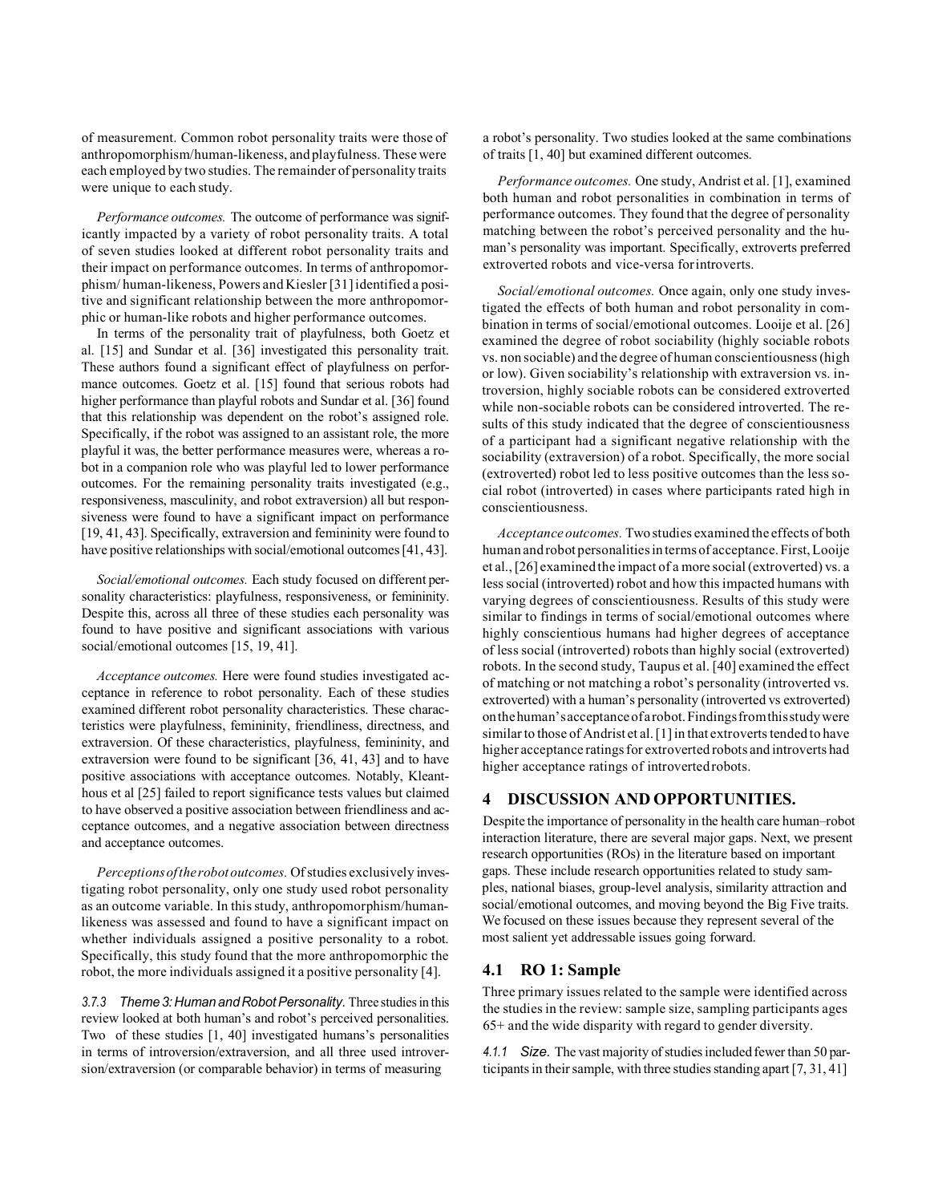of measurement. Common robot personality traits were those of anthropomorphism/human-likeness, and playfulness. These were each employed by two studies. The remainder of personality traits were unique to each study.

*Performance outcomes.* The outcome of performance was significantly impacted by a variety of robot personality traits. A total of seven studies looked at different robot personality traits and their impact on performance outcomes. In terms of anthropomorphism/ human-likeness, Powers and Kiesler [31] identified a positive and significant relationship between the more anthropomorphic or human-like robots and higher performance outcomes.

In terms of the personality trait of playfulness, both Goetz et al. [15] and Sundar et al. [36] investigated this personality trait. These authors found a significant effect of playfulness on performance outcomes. Goetz et al. [15] found that serious robots had higher performance than playful robots and Sundar et al. [36] found that this relationship was dependent on the robot's assigned role. Specifically, if the robot was assigned to an assistant role, the more playful it was, the better performance measures were, whereas a robot in a companion role who was playful led to lower performance outcomes. For the remaining personality traits investigated (e.g., responsiveness, masculinity, and robot extraversion) all but responsiveness were found to have a significant impact on performance [19, 41, 43]. Specifically, extraversion and femininity were found to have positive relationships with social/emotional outcomes [41, 43].

*Social/emotional outcomes.* Each study focused on different personality characteristics: playfulness, responsiveness, or femininity. Despite this, across all three of these studies each personality was found to have positive and significant associations with various social/emotional outcomes [15, 19, 41].

*Acceptance outcomes.* Here were found studies investigated acceptance in reference to robot personality. Each of these studies examined different robot personality characteristics. These characteristics were playfulness, femininity, friendliness, directness, and extraversion. Of these characteristics, playfulness, femininity, and extraversion were found to be significant [36, 41, 43] and to have positive associations with acceptance outcomes. Notably, Kleanthous et al [25] failed to report significance tests values but claimed to have observed a positive association between friendliness and acceptance outcomes, and a negative association between directness and acceptance outcomes.

*Perceptions of the robot outcomes.* Of studies exclusively investigating robot personality, only one study used robot personality as an outcome variable. In this study, anthropomorphism/human-likeness was assessed and found to have a significant impact on whether individuals assigned a positive personality to a robot. Specifically, this study found that the more anthropomorphic the robot, the more individuals assigned it a positive personality [4].

*3.7.3 Theme 3: Human and Robot Personality.* Three studies in this review looked at both human's and robot's perceived personalities. Two of these studies [1, 40] investigated humans's personalities in terms of introversion/extraversion, and all three used introversion/extraversion (or comparable behavior) in terms of measuring a robot's personality. Two studies looked at the same combinations of traits [1, 40] but examined different outcomes.

*Performance outcomes.* One study, Andrist et al. [1], examined both human and robot personalities in combination in terms of performance outcomes. They found that the degree of personality matching between the robot's perceived personality and the human's personality was important. Specifically, extroverts preferred extroverted robots and vice-versa for introverts.

*Social/emotional outcomes.* Once again, only one study investigated the effects of both human and robot personality in combination in terms of social/emotional outcomes. Looije et al. [26] examined the degree of robot sociability (highly sociable robots vs. non sociable) and the degree of human conscientiousness (high or low). Given sociability's relationship with extraversion vs. introversion, highly sociable robots can be considered extroverted while non-sociable robots can be considered introverted. The results of this study indicated that the degree of conscientiousness of a participant had a significant negative relationship with the sociability (extraversion) of a robot. Specifically, the more social (extroverted) robot led to less positive outcomes than the less social robot (introverted) in cases where participants rated high in conscientiousness.

*Acceptance outcomes.* Two studies examined the effects of both human and robot personalities in terms of acceptance. First, Looije et al., [26] examined the impact of a more social (extroverted) vs. a less social (introverted) robot and how this impacted humans with varying degrees of conscientiousness. Results of this study were similar to findings in terms of social/emotional outcomes where highly conscientious humans had higher degrees of acceptance of less social (introverted) robots than highly social (extroverted) robots. In the second study, Taupus et al. [40] examined the effect of matching or not matching a robot's personality (introverted vs. extroverted) with a human's personality (introverted vs extroverted) on the human's acceptance of a robot. Findings from this study were similar to those of Andrist et al. [1] in that extroverts tended to have higher acceptance ratings for extroverted robots and introverts had higher acceptance ratings of introverted robots.

## 4 DISCUSSION AND OPPORTUNITIES.

Despite the importance of personality in the health care human–robot interaction literature, there are several major gaps. Next, we present research opportunities (ROs) in the literature based on important gaps. These include research opportunities related to study samples, national biases, group-level analysis, similarity attraction and social/emotional outcomes, and moving beyond the Big Five traits. We focused on these issues because they represent several of the most salient yet addressable issues going forward.

### 4.1 RO 1: Sample

Three primary issues related to the sample were identified across the studies in the review: sample size, sampling participants ages 65+ and the wide disparity with regard to gender diversity.

*4.1.1 Size.* The vast majority of studies included fewer than 50 participants in their sample, with three studies standing apart [7, 31, 41]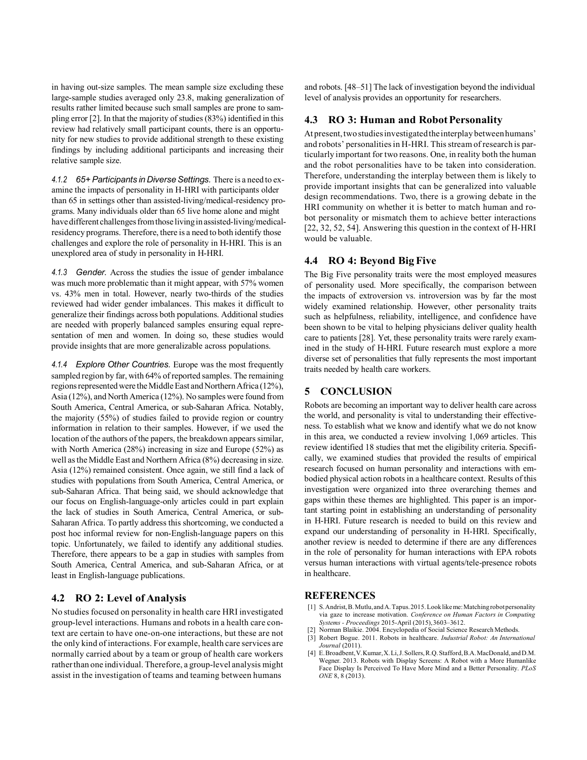in having out-size samples. The mean sample size excluding these large-sample studies averaged only 23.8, making generalization of results rather limited because such small samples are prone to sampling error [2]. In that the majority of studies (83%) identified in this review had relatively small participant counts, there is an opportunity for new studies to provide additional strength to these existing findings by including additional participants and increasing their relative sample size.

#### 4.1.2 65+ Participants in Diverse Settings.

There is a need to examine the impacts of personality in H-HRI with participants older than 65 in settings other than assisted-living/medical-residency programs. Many individuals older than 65 live home alone and might have different challenges from those living in assisted-living/medical-residency programs. Therefore, there is a need to both identify those challenges and explore the role of personality in H-HRI. This is an unexplored area of study in personality in H-HRI.

#### 4.1.3 Gender.

Across the studies the issue of gender imbalance was much more problematic than it might appear, with 57% women vs. 43% men in total. However, nearly two-thirds of the studies reviewed had wider gender imbalances. This makes it difficult to generalize their findings across both populations. Additional studies are needed with properly balanced samples ensuring equal representation of men and women. In doing so, these studies would provide insights that are more generalizable across populations.

#### 4.1.4 Explore Other Countries.

Europe was the most frequently sampled region by far, with 64% of reported samples. The remaining regions represented were the Middle East and Northern Africa (12%), Asia (12%), and North America (12%). No samples were found from South America, Central America, or sub-Saharan Africa. Notably, the majority (55%) of studies failed to provide region or country information in relation to their samples. However, if we used the location of the authors of the papers, the breakdown appears similar, with North America (28%) increasing in size and Europe (52%) as well as the Middle East and Northern Africa (8%) decreasing in size. Asia (12%) remained consistent. Once again, we still find a lack of studies with populations from South America, Central America, or sub-Saharan Africa. That being said, we should acknowledge that our focus on English-language-only articles could in part explain the lack of studies in South America, Central America, or sub-Saharan Africa. To partly address this shortcoming, we conducted a post hoc informal review for non-English-language papers on this topic. Unfortunately, we failed to identify any additional studies. Therefore, there appears to be a gap in studies with samples from South America, Central America, and sub-Saharan Africa, or at least in English-language publications.

### 4.2 RO 2: Level of Analysis

No studies focused on personality in health care HRI investigated group-level interactions. Humans and robots in a health care context are certain to have one-on-one interactions, but these are not the only kind of interactions. For example, health care services are normally carried about by a team or group of health care workers rather than one individual. Therefore, a group-level analysis might assist in the investigation of teams and teaming between humans and robots. [48–51] The lack of investigation beyond the individual level of analysis provides an opportunity for researchers.

### 4.3 RO 3: Human and Robot Personality

At present, two studies investigated the interplay between humans' and robots' personalities in H-HRI. This stream of research is particularly important for two reasons. One, in reality both the human and the robot personalities have to be taken into consideration. Therefore, understanding the interplay between them is likely to provide important insights that can be generalized into valuable design recommendations. Two, there is a growing debate in the HRI community on whether it is better to match human and robot personality or mismatch them to achieve better interactions [22, 32, 52, 54]. Answering this question in the context of H-HRI would be valuable.

### 4.4 RO 4: Beyond Big Five

The Big Five personality traits were the most employed measures of personality used. More specifically, the comparison between the impacts of extroversion vs. introversion was by far the most widely examined relationship. However, other personality traits such as helpfulness, reliability, intelligence, and confidence have been shown to be vital to helping physicians deliver quality health care to patients [28]. Yet, these personality traits were rarely examined in the study of H-HRI. Future research must explore a more diverse set of personalities that fully represents the most important traits needed by health care workers.

## 5 CONCLUSION

Robots are becoming an important way to deliver health care across the world, and personality is vital to understanding their effectiveness. To establish what we know and identify what we do not know in this area, we conducted a review involving 1,069 articles. This review identified 18 studies that met the eligibility criteria. Specifically, we examined studies that provided the results of empirical research focused on human personality and interactions with embodied physical action robots in a healthcare context. Results of this investigation were organized into three overarching themes and gaps within these themes are highlighted. This paper is an important starting point in establishing an understanding of personality in H-HRI. Future research is needed to build on this review and expand our understanding of personality in H-HRI. Specifically, another review is needed to determine if there are any differences in the role of personality for human interactions with EPA robots versus human interactions with virtual agents/tele-presence robots in healthcare.

## REFERENCES

[1] S. Andrist, B. Mutlu, and A. Tapus. 2015. Look like me: Matching robot personality via gaze to increase motivation. *Conference on Human Factors in Computing Systems - Proceedings* 2015-April (2015), 3603–3612.

[2] Norman Blaikie. 2004. Encyclopedia of Social Science Research Methods.

[3] Robert Bogue. 2011. Robots in healthcare. *Industrial Robot: An International Journal* (2011).

[4] E. Broadbent, V. Kumar, X. Li, J. Sollers, R.Q. Stafford, B.A. MacDonald, and D.M. Wegner. 2013. Robots with Display Screens: A Robot with a More Humanlike Face Display Is Perceived To Have More Mind and a Better Personality. *PLoS ONE* 8, 8 (2013).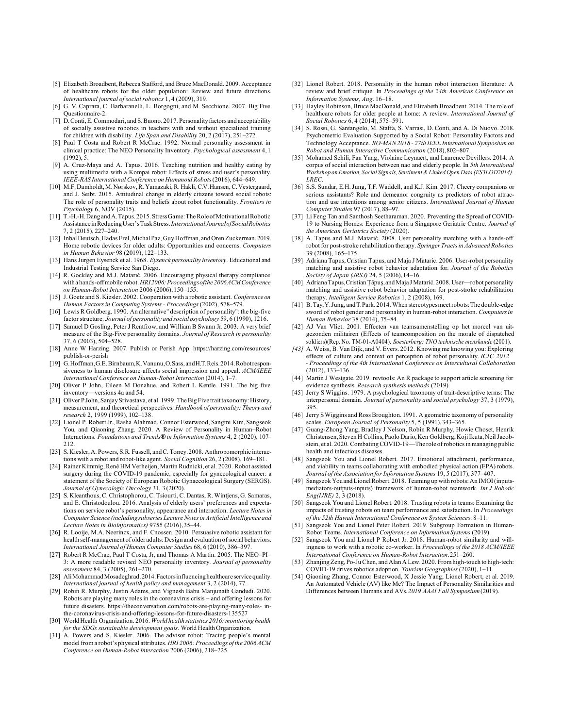[5] Elizabeth Broadbent, Rebecca Stafford, and Bruce MacDonald. 2009. Acceptance of healthcare robots for the older population: Review and future directions. *International journal of social robotics* 1, 4 (2009), 319.

[6] G. V. Caprara, C. Barbaranelli, L. Borgogni, and M. Secchione. 2007. Big Five Questionnaire-2.

[7] D. Conti, E. Commodari, and S. Buono. 2017. Personality factors and acceptability of socially assistive robotics in teachers with and without specialized training for children with disability. *Life Span and Disability* 20, 2 (2017), 251–272.

[8] Paul T Costa and Robert R McCrae. 1992. Normal personality assessment in clinical practice: The NEO Personality Inventory. *Psychological assessment* 4, 1 (1992), 5.

[9] A. Cruz-Maya and A. Tapus. 2016. Teaching nutrition and healthy eating by using multimedia with a Kompai robot: Effects of stress and user's personality. *IEEE-RAS International Conference on Humanoid Robots* (2016), 644–649.

[10] M.F. Damholdt, M. Nørskov, R. Yamazaki, R. Hakli, C.V. Hansen, C. Vestergaard, and J. Seibt. 2015. Attitudinal change in elderly citizens toward social robots: The role of personality traits and beliefs about robot functionality. *Frontiers in Psychology* 6, NOV (2015).

[11] T.-H.-H. Dang and A. Tapus. 2015. Stress Game: The Role of Motivational Robotic Assistance in Reducing User's Task Stress. *International Journal of Social Robotics* 7, 2 (2015), 227–240.

[12] Inbal Deutsch, Hadas Erel, Michal Paz, Guy Hoffman, and Oren Zuckerman. 2019. Home robotic devices for older adults: Opportunities and concerns. *Computers in Human Behavior* 98 (2019), 122–133.

[13] Hans Jurgen Eysenck et al. 1968. *Eysenck personality inventory*. Educational and Industrial Testing Service San Diego.

[14] R. Gockley and M.J. Matarić. 2006. Encouraging physical therapy compliance with a hands-off mobile robot. *HRI 2006: Proceedings of the 2006 ACM Conference on Human-Robot Interaction* 2006 (2006), 150–155.

[15] J. Goetz and S. Kiesler. 2002. Cooperation with a robotic assistant. *Conference on Human Factors in Computing Systems - Proceedings* (2002), 578–579.

[16] Lewis R Goldberg. 1990. An alternative" description of personality": the big-five factor structure. *Journal of personality and social psychology* 59, 6 (1990), 1216.

[17] Samuel D Gosling, Peter J Rentfrow, and William B Swann Jr. 2003. A very brief measure of the Big-Five personality domains. *Journal of Research in personality* 37, 6 (2003), 504–528.

[18] Anne W Harzing. 2007. Publish or Perish App. https://harzing.com/resources/publish-or-perish

[19] G. Hoffman, G.E. Birnbaum, K. Vanunu, O. Sass, and H.T. Reis. 2014. Robot responsiveness to human disclosure affects social impression and appeal. *ACM/IEEE International Conference on Human-Robot Interaction* (2014), 1–7.

[20] Oliver P John, Eileen M Donahue, and Robert L Kentle. 1991. The big five inventory—versions 4a and 54.

[21] Oliver P John, Sanjay Srivastava, et al. 1999. The Big Five trait taxonomy: History, measurement, and theoretical perspectives. *Handbook of personality: Theory and research* 2, 1999 (1999), 102–138.

[22] Lionel P. Robert Jr., Rasha Alahmad, Connor Esterwood, Sangmi Kim, Sangseok You, and Qiaoning Zhang. 2020. A Review of Personality in Human–Robot Interactions. *Foundations and Trends® in Information Systems* 4, 2 (2020), 107–212.

[23] S. Kiesler, A. Powers, S.R. Fussell, and C. Torrey. 2008. Anthropomorphic interactions with a robot and robot-like agent. *Social Cognition* 26, 2 (2008), 169–181.

[24] Rainer Kimmig, René HM Verheijen, Martin Rudnicki, et al. 2020. Robot assisted surgery during the COVID-19 pandemic, especially for gynecological cancer: a statement of the Society of European Robotic Gynaecological Surgery (SERGS). *Journal of Gynecologic Oncology* 31, 3 (2020).

[25] S. Kleanthous, C. Christophorou, C. Tsiourti, C. Dantas, R. Wintjens, G. Samaras, and E. Christodoulou. 2016. Analysis of elderly users' preferences and expectations on service robot's personality, appearance and interaction. *Lecture Notes in Computer Science (including subseries Lecture Notes in Artificial Intelligence and Lecture Notes in Bioinformatics)* 9755 (2016), 35–44.

[26] R. Looije, M.A. Neerincx, and F. Cnossen. 2010. Persuasive robotic assistant for health self-management of older adults: Design and evaluation of social behaviors. *International Journal of Human Computer Studies* 68, 6 (2010), 386–397.

[27] Robert R McCrae, Paul T Costa, Jr, and Thomas A Martin. 2005. The NEO–PI–3: A more readable revised NEO personality inventory. *Journal of personality assessment* 84, 3 (2005), 261–270.

[28] Ali Mohammad Mosadeghrad. 2014. Factors influencing healthcare service quality. *International journal of health policy and management* 3, 2 (2014), 77.

[29] Robin R. Murphy, Justin Adams, and Vignesh Babu Manjunath Gandudi. 2020. Robots are playing many roles in the coronavirus crisis – and offering lessons for future disasters. https://theconversation.com/robots-are-playing-many-roles- in-the-coronavirus-crisis-and-offering-lessons-for-future-disasters-135527

[30] World Health Organization. 2016. *World health statistics 2016: monitoring health for the SDGs sustainable development goals*. World Health Organization.

[31] A. Powers and S. Kiesler. 2006. The advisor robot: Tracing people's mental model from a robot's physical attributes. *HRI 2006: Proceedings of the 2006 ACM Conference on Human-Robot Interaction* 2006 (2006), 218–225.

[32] Lionel Robert. 2018. Personality in the human robot interaction literature: A review and brief critique. In *Proceedings of the 24th Americas Conference on Information Systems, Aug*. 16–18.

[33] Hayley Robinson, Bruce MacDonald, and Elizabeth Broadbent. 2014. The role of healthcare robots for older people at home: A review. *International Journal of Social Robotics* 6, 4 (2014), 575–591.

[34] S. Rossi, G. Santangelo, M. Staffa, S. Varrasi, D. Conti, and A. Di Nuovo. 2018. Psychometric Evaluation Supported by a Social Robot: Personality Factors and Technology Acceptance. *RO-MAN 2018 - 27th IEEE International Symposium on Robot and Human Interactive Communication* (2018), 802–807.

[35] Mohamed Sehili, Fan Yang, Violaine Leynaert, and Laurence Devillers. 2014. A corpus of social interaction between nao and elderly people. In *5th International Workshop on Emotion, Social Signals, Sentiment & Linked Open Data (ES3LOD2014). LREC*.

[36] S.S. Sundar, E.H. Jung, T.F. Waddell, and K.J. Kim. 2017. Cheery companions or serious assistants? Role and demeanor congruity as predictors of robot attraction and use intentions among senior citizens. *International Journal of Human Computer Studies* 97 (2017), 88–97.

[37] Li Feng Tan and Santhosh Seetharaman. 2020. Preventing the Spread of COVID-19 to Nursing Homes: Experience from a Singapore Geriatric Centre. *Journal of the American Geriatrics Society* (2020).

[38] A. Tapus and M.J. Matarić. 2008. User personality matching with a hands-off robot for post-stroke rehabilitation therapy. *Springer Tracts in Advanced Robotics* 39 (2008), 165–175.

[39] Adriana Tapus, Cristian Tapus, and Maja J Mataric. 2006. User-robot personality matching and assistive robot behavior adaptation for. *Journal of the Robotics Society of Japan (JRSJ)* 24, 5 (2006), 14–16.

[40] Adriana Tapus, Cristian Ţăpuş, and Maja J Matarić. 2008. User—robot personality matching and assistive robot behavior adaptation for post-stroke rehabilitation therapy. *Intelligent Service Robotics* 1, 2 (2008), 169.

[41] B. Tay, Y. Jung, and T. Park. 2014. When stereotypes meet robots: The double-edge sword of robot gender and personality in human-robot interaction. *Computers in Human Behavior* 38 (2014), 75–84.

[42] AJ Van Vliet. 2001. Effecten van teamsamenstelling op het moreel van uitgezonden militairen (Effects of teamcomposition on the morale of dispatched soldiers)(Rep. No. TM-01-A0404). *Soesterberg: TNO technische menskunde* (2001).

*[43]* A. Weiss, B. Van Dijk, and V. Evers. 2012. Knowing me knowing you: Exploring effects of culture and context on perception of robot personality. *ICIC 2012 - Proceedings of the 4th International Conference on Intercultural Collaboration* (2012), 133–136.

[44] Martin J Westgate. 2019. revtools: An R package to support article screening for evidence synthesis. *Research synthesis methods* (2019).

[45] Jerry S Wiggins. 1979. A psychological taxonomy of trait-descriptive terms: The interpersonal domain. *Journal of personality and social psychology* 37, 3 (1979), 395.

[46] Jerry S Wiggins and Ross Broughton. 1991. A geometric taxonomy of personality scales. *European Journal of Personality* 5, 5 (1991), 343–365.

[47] Guang-Zhong Yang, Bradley J Nelson, Robin R Murphy, Howie Choset, Henrik Christensen, Steven H Collins, Paolo Dario, Ken Goldberg, Koji Ikuta, Neil Jacobstein, et al. 2020. Combating COVID-19—The role of robotics in managing public health and infectious diseases.

[48] Sangseok You and Lionel Robert. 2017. Emotional attachment, performance, and viability in teams collaborating with embodied physical action (EPA) robots. *Journal of the Association for Information Systems* 19, 5 (2017), 377–407.

[49] Sangseok You and Lionel Robert. 2018. Teaming up with robots: An IMOI (inputs-mediators-outputs-inputs) framework of human-robot teamwork. *Int.J Robotic Eng(IJRE)* 2, 3 (2018).

[50] Sangseok You and Lionel Robert. 2018. Trusting robots in teams: Examining the impacts of trusting robots on team performance and satisfaction. In *Proceedings of the 52th Hawaii International Conference on System Sciences*. 8–11.

[51] Sangseok You and Lionel Peter Robert. 2019. Subgroup Formation in Human-Robot Teams. *International Conference on Information Systems* (2019).

[52] Sangseok You and Lionel P Robert Jr. 2018. Human-robot similarity and willingness to work with a robotic co-worker. In *Proceedings of the 2018 ACM/IEEE International Conference on Human-Robot Interaction*. 251–260.

[53] Zhanjing Zeng, Po-Ju Chen, and Alan A Lew. 2020. From high-touch to high-tech: COVID-19 drives robotics adoption. *Tourism Geographies* (2020), 1–11.

[54] Qiaoning Zhang, Connor Esterwood, X Jessie Yang, Lionel Robert, et al. 2019. An Automated Vehicle (AV) like Me? The Impact of Personality Similarities and Differences between Humans and AVs. *2019 AAAI Fall Symposium* (2019).